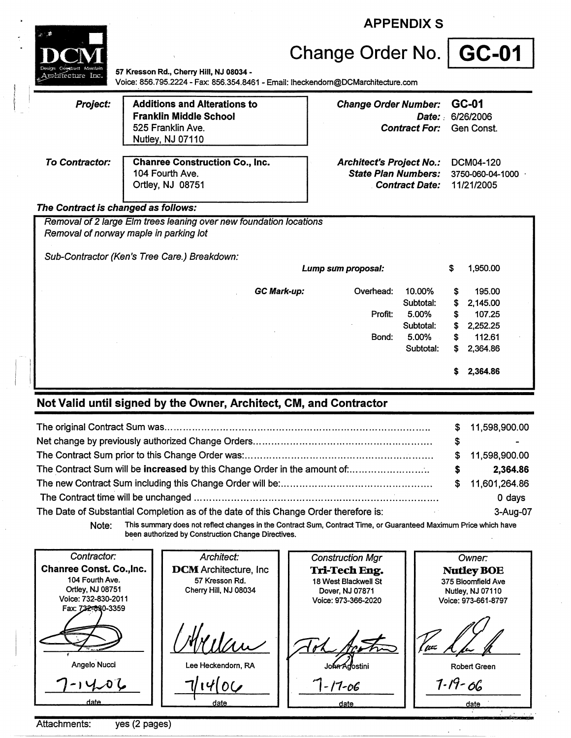# APPENDIX S

**DCM** Design Construct Maintain Architecture Inc.

57 Kresson Rd., Cherry Hill, NJ 08034 -
Voice: 856.795.2224 - Fax: 856.354.8461 - Email: lheckendorn@DCMarchitecture.com

# Change Order No. GC-01

| | | | |
|---|---|---|---|
| ***Project:*** | **Additions and Alterations to Franklin Middle School**<br>525 Franklin Ave.<br>Nutley, NJ 07110 | ***Change Order Number:***<br>***Date:***<br>***Contract For:*** | **GC-01**<br>6/26/2006<br>Gen Const. |
| ***To Contractor:*** | **Chanree Construction Co., Inc.**<br>104 Fourth Ave.<br>Ortley, NJ 08751 | ***Architect's Project No.:***<br>***State Plan Numbers:***<br>***Contract Date:*** | DCM04-120<br>3750-060-04-1000<br>11/21/2005 |

***The Contract is changed as follows:***

*Removal of 2 large Elm trees leaning over new foundation locations*
*Removal of norway maple in parking lot*

*Sub-Contractor (Ken's Tree Care.) Breakdown:*

| | | | | |
|---|---|---|---|---|
| ***Lump sum proposal:*** | | | $ | 1,950.00 |
| ***GC Mark-up:*** | Overhead: | 10.00% | $ | 195.00 |
| | | Subtotal: | $ | 2,145.00 |
| | Profit: | 5.00% | $ | 107.25 |
| | | Subtotal: | $ | 2,252.25 |
| | Bond: | 5.00% | $ | 112.61 |
| | | Subtotal: | $ | 2,364.86 |
| | | | **$** | **2,364.86** |

## Not Valid until signed by the Owner, Architect, CM, and Contractor

| | |
|---|---|
| The original Contract Sum was | $ 11,598,900.00 |
| Net change by previously authorized Change Orders | $ - |
| The Contract Sum prior to this Change Order was: | $ 11,598,900.00 |
| The Contract Sum will be **increased** by this Change Order in the amount of: | **$ 2,364.86** |
| The new Contract Sum including this Change Order will be: | $ 11,601,264.86 |
| The Contract time will be unchanged | 0 days |
| The Date of Substantial Completion as of the date of this Change Order therefore is: | 3-Aug-07 |

Note: This summary does not reflect changes in the Contract Sum, Contract Time, or Guaranteed Maximum Price which have been authorized by Construction Change Directives.

| *Contractor:* | *Architect:* | *Construction Mgr* | *Owner:* |
|---|---|---|---|
| **Chanree Const. Co.,Inc.**<br>104 Fourth Ave.<br>Ortley, NJ 08751<br>Voice: 732-830-2011<br>Fax: 732-830-3359 | **DCM** Architecture, Inc<br>57 Kresson Rd.<br>Cherry Hill, NJ 08034 | **Tri-Tech Eng.**<br>18 West Blackwell St<br>Dover, NJ 07871<br>Voice: 973-366-2020 | **Nutley BOE**<br>375 Bloomfield Ave<br>Nutley, NJ 07110<br>Voice: 973-661-8797 |
| Angelo Nucci | Lee Heckendorn, RA | John Agostini | Robert Green |
| 7-14-06<br>date | 7/14/06<br>date | 7-17-06<br>date | 7-19-06<br>date |

Attachments: yes (2 pages)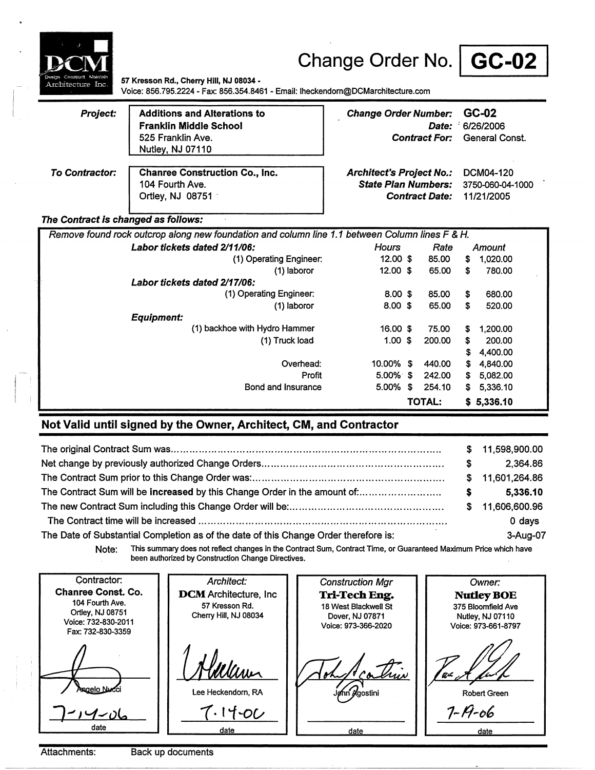DCM

Design Construct Maintain
Architecture Inc.

# Change Order No. GC-02

57 Kresson Rd., Cherry Hill, NJ 08034 -
Voice: 856.795.2224 - Fax: 856.354.8461 - Email: lheckendorn@DCMarchitecture.com

***Project:*** **Additions and Alterations to Franklin Middle School**
525 Franklin Ave.
Nutley, NJ 07110

***Change Order Number:*** **GC-02**
***Date:*** 6/26/2006
***Contract For:*** General Const.

***To Contractor:*** **Chanree Construction Co., Inc.**
104 Fourth Ave.
Ortley, NJ 08751

***Architect's Project No.:*** DCM04-120
***State Plan Numbers:*** 3750-060-04-1000
***Contract Date:*** 11/21/2005

***The Contract is changed as follows:***

*Remove found rock outcrop along new foundation and column line 1.1 between Column lines F & H.*

| | Hours | Rate | Amount |
|---|---|---|---|
| ***Labor tickets dated 2/11/06:*** | | | |
| (1) Operating Engineer: | 12.00 | $ 85.00 | $ 1,020.00 |
| (1) laboror | 12.00 | $ 65.00 | $ 780.00 |
| ***Labor tickets dated 2/17/06:*** | | | |
| (1) Operating Engineer: | 8.00 | $ 85.00 | $ 680.00 |
| (1) laboror | 8.00 | $ 65.00 | $ 520.00 |
| ***Equipment:*** | | | |
| (1) backhoe with Hydro Hammer | 16.00 | $ 75.00 | $ 1,200.00 |
| (1) Truck load | 1.00 | $ 200.00 | $ 200.00 |
| | | | $ 4,400.00 |
| Overhead: | 10.00% | $ 440.00 | $ 4,840.00 |
| Profit | 5.00% | $ 242.00 | $ 5,082.00 |
| Bond and Insurance | 5.00% | $ 254.10 | $ 5,336.10 |
| | | **TOTAL:** | **$ 5,336.10** |

## Not Valid until signed by the Owner, Architect, CM, and Contractor

| | |
|---|---|
| The original Contract Sum was | $ 11,598,900.00 |
| Net change by previously authorized Change Orders | $ 2,364.86 |
| The Contract Sum prior to this Change Order was: | $ 11,601,264.86 |
| The Contract Sum will be **increased** by this Change Order in the amount of: | **$ 5,336.10** |
| The new Contract Sum including this Change Order will be: | $ 11,606,600.96 |
| The Contract time will be increased | 0 days |
| The Date of Substantial Completion as of the date of this Change Order therefore is: | 3-Aug-07 |

Note: This summary does not reflect changes in the Contract Sum, Contract Time, or Guaranteed Maximum Price which have been authorized by Construction Change Directives.

| Contractor: | *Architect:* | *Construction Mgr* | *Owner:* |
|---|---|---|---|
| **Chanree Const. Co.** 104 Fourth Ave. Ortley, NJ 08751 Voice: 732-830-2011 Fax: 732-830-3359 | **DCM** Architecture, Inc 57 Kresson Rd. Cherry Hill, NJ 08034 | **Tri-Tech Eng.** 18 West Blackwell St Dover, NJ 07871 Voice: 973-366-2020 | **Nutley BOE** 375 Bloomfield Ave Nutley, NJ 07110 Voice: 973-661-8797 |
| Angelo Nucci | Lee Heckendorn, RA | John Agostini | Robert Green |
| 7-14-06 | 7-14-06 | | 7-19-06 |
| date | date | date | date |

Attachments: Back up documents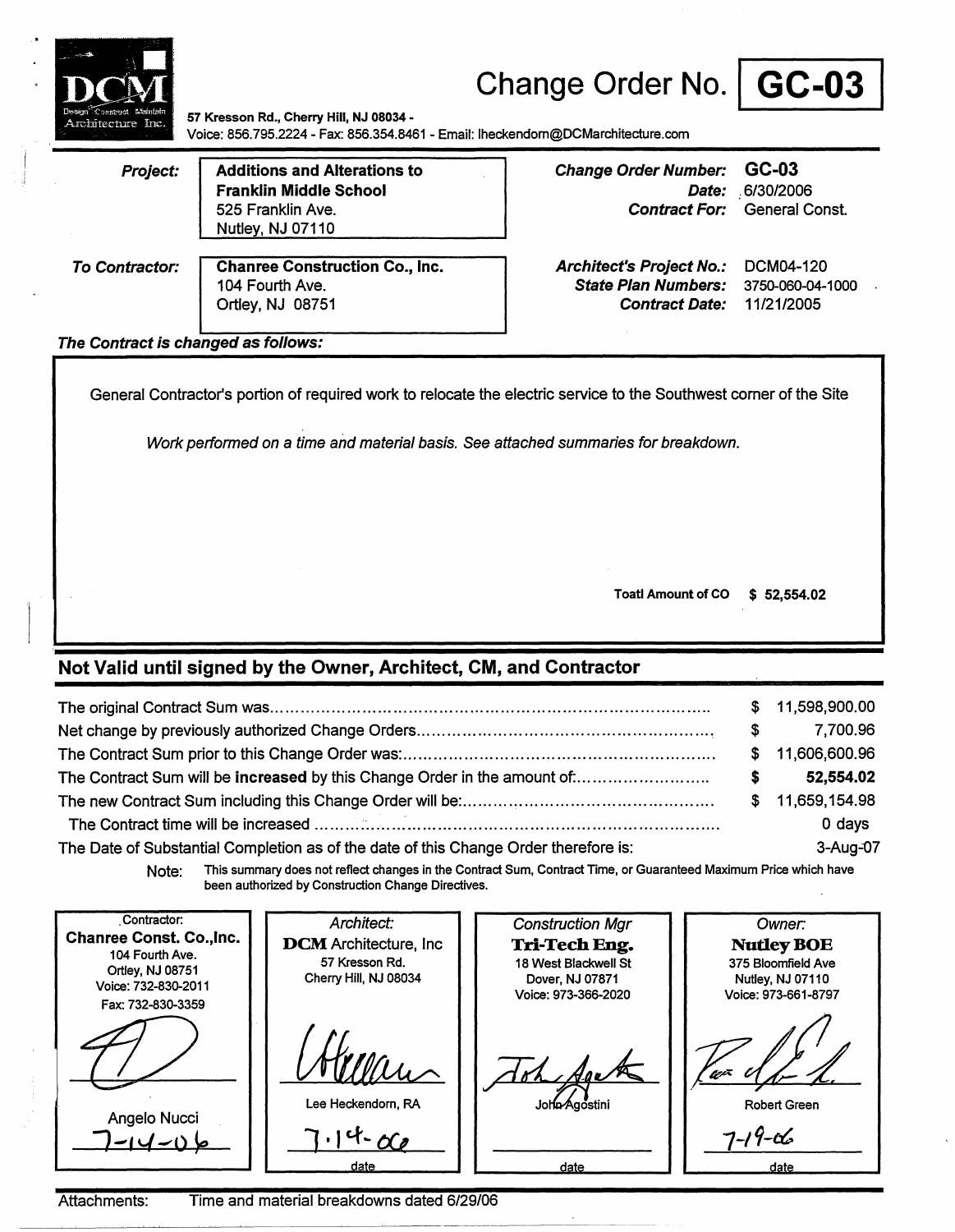DCM Design Construct Maintain Architecture Inc.

57 Kresson Rd., Cherry Hill, NJ 08034 -
Voice: 856.795.2224 - Fax: 856.354.8461 - Email: lheckendorn@DCMarchitecture.com

# Change Order No. GC-03

| | | | |
|---|---|---|---|
| ***Project:*** | **Additions and Alterations to Franklin Middle School**<br>525 Franklin Ave.<br>Nutley, NJ 07110 | ***Change Order Number:***<br>***Date:***<br>***Contract For:*** | **GC-03**<br>6/30/2006<br>General Const. |
| ***To Contractor:*** | **Chanree Construction Co., Inc.**<br>104 Fourth Ave.<br>Ortley, NJ 08751 | ***Architect's Project No.:***<br>***State Plan Numbers:***<br>***Contract Date:*** | DCM04-120<br>3750-060-04-1000<br>11/21/2005 |

***The Contract is changed as follows:***

General Contractor's portion of required work to relocate the electric service to the Southwest corner of the Site

*Work performed on a time and material basis. See attached summaries for breakdown.*

**Toatl Amount of CO** **$ 52,554.02**

## Not Valid until signed by the Owner, Architect, CM, and Contractor

| | | |
|---|---|---|
| The original Contract Sum was | $ | 11,598,900.00 |
| Net change by previously authorized Change Orders | $ | 7,700.96 |
| The Contract Sum prior to this Change Order was: | $ | 11,606,600.96 |
| The Contract Sum will be **increased** by this Change Order in the amount of: | **$** | **52,554.02** |
| The new Contract Sum including this Change Order will be: | $ | 11,659,154.98 |
| The Contract time will be increased | | 0 days |
| The Date of Substantial Completion as of the date of this Change Order therefore is: | | 3-Aug-07 |

Note: This summary does not reflect changes in the Contract Sum, Contract Time, or Guaranteed Maximum Price which have been authorized by Construction Change Directives.

| Contractor: | *Architect:* | *Construction Mgr* | *Owner:* |
|---|---|---|---|
| **Chanree Const. Co.,Inc.**<br>104 Fourth Ave.<br>Ortley, NJ 08751<br>Voice: 732-830-2011<br>Fax: 732-830-3359 | **DCM** Architecture, Inc<br>57 Kresson Rd.<br>Cherry Hill, NJ 08034 | **Tri-Tech Eng.**<br>18 West Blackwell St<br>Dover, NJ 07871<br>Voice: 973-366-2020 | **Nutley BOE**<br>375 Bloomfield Ave<br>Nutley, NJ 07110<br>Voice: 973-661-8797 |
| Angelo Nucci | Lee Heckendorn, RA | John Agostini | Robert Green |
| 7-14-06 | 7.14-06<br>date | date | 7-19-06<br>date |

Attachments: Time and material breakdowns dated 6/29/06